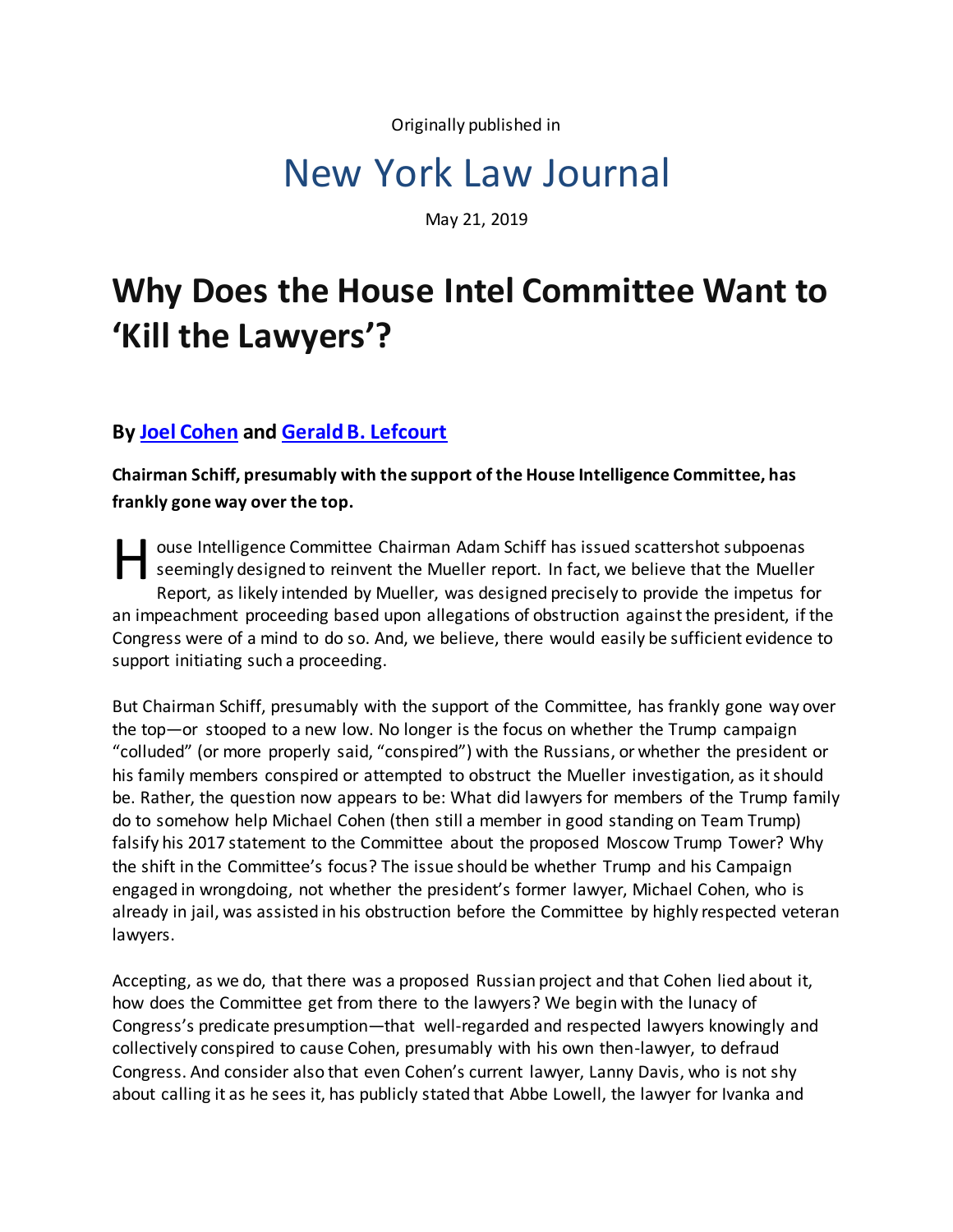Originally published in

New York Law Journal

May 21, 2019

# Why Does the House Intel Committee Want to 'Kill the Lawyers'?

### By [Joel Cohen]() and [Gerald B. Lefcourt]()

**Chairman Schiff, presumably with the support of the House Intelligence Committee, has frankly gone way over the top.**

House Intelligence Committee Chairman Adam Schiff has issued scattershot subpoenas seemingly designed to reinvent the Mueller report. In fact, we believe that the Mueller Report, as likely intended by Mueller, was designed precisely to provide the impetus for an impeachment proceeding based upon allegations of obstruction against the president, if the Congress were of a mind to do so. And, we believe, there would easily be sufficient evidence to support initiating such a proceeding.

But Chairman Schiff, presumably with the support of the Committee, has frankly gone way over the top—or stooped to a new low. No longer is the focus on whether the Trump campaign "colluded" (or more properly said, "conspired") with the Russians, or whether the president or his family members conspired or attempted to obstruct the Mueller investigation, as it should be. Rather, the question now appears to be: What did lawyers for members of the Trump family do to somehow help Michael Cohen (then still a member in good standing on Team Trump) falsify his 2017 statement to the Committee about the proposed Moscow Trump Tower? Why the shift in the Committee's focus? The issue should be whether Trump and his Campaign engaged in wrongdoing, not whether the president's former lawyer, Michael Cohen, who is already in jail, was assisted in his obstruction before the Committee by highly respected veteran lawyers.

Accepting, as we do, that there was a proposed Russian project and that Cohen lied about it, how does the Committee get from there to the lawyers? We begin with the lunacy of Congress's predicate presumption—that well-regarded and respected lawyers knowingly and collectively conspired to cause Cohen, presumably with his own then-lawyer, to defraud Congress. And consider also that even Cohen's current lawyer, Lanny Davis, who is not shy about calling it as he sees it, has publicly stated that Abbe Lowell, the lawyer for Ivanka and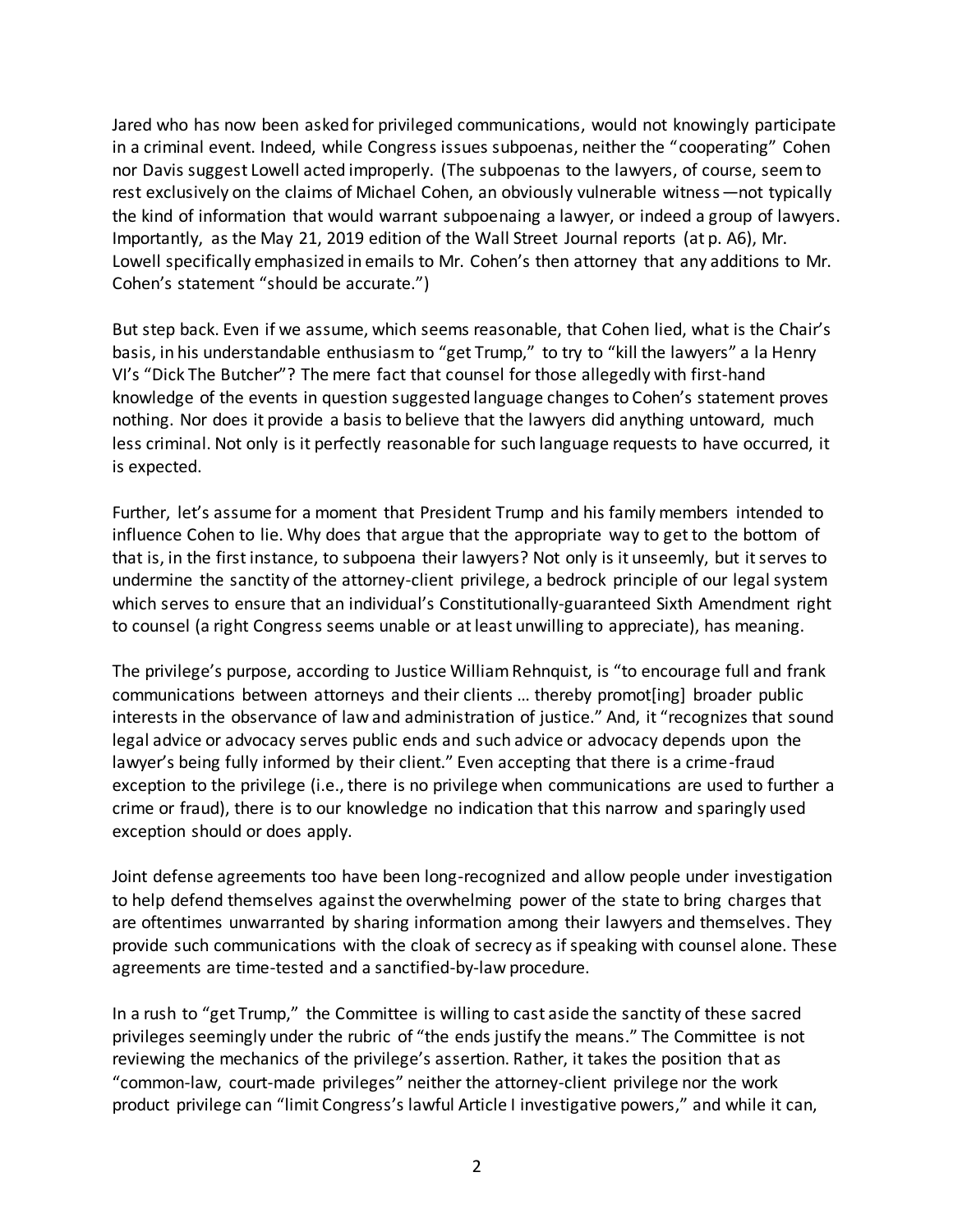Jared who has now been asked for privileged communications, would not knowingly participate in a criminal event. Indeed, while Congress issues subpoenas, neither the "cooperating" Cohen nor Davis suggest Lowell acted improperly. (The subpoenas to the lawyers, of course, seem to rest exclusively on the claims of Michael Cohen, an obviously vulnerable witness—not typically the kind of information that would warrant subpoenaing a lawyer, or indeed a group of lawyers. Importantly, as the May 21, 2019 edition of the Wall Street Journal reports (at p. A6), Mr. Lowell specifically emphasized in emails to Mr. Cohen's then attorney that any additions to Mr. Cohen's statement "should be accurate.")

But step back. Even if we assume, which seems reasonable, that Cohen lied, what is the Chair's basis, in his understandable enthusiasm to "get Trump," to try to "kill the lawyers" a la Henry VI's "Dick The Butcher"? The mere fact that counsel for those allegedly with first-hand knowledge of the events in question suggested language changes to Cohen's statement proves nothing. Nor does it provide a basis to believe that the lawyers did anything untoward, much less criminal. Not only is it perfectly reasonable for such language requests to have occurred, it is expected.

Further, let's assume for a moment that President Trump and his family members intended to influence Cohen to lie. Why does that argue that the appropriate way to get to the bottom of that is, in the first instance, to subpoena their lawyers? Not only is it unseemly, but it serves to undermine the sanctity of the attorney-client privilege, a bedrock principle of our legal system which serves to ensure that an individual's Constitutionally-guaranteed Sixth Amendment right to counsel (a right Congress seems unable or at least unwilling to appreciate), has meaning.

The privilege's purpose, according to Justice William Rehnquist, is "to encourage full and frank communications between attorneys and their clients … thereby promot[ing] broader public interests in the observance of law and administration of justice." And, it "recognizes that sound legal advice or advocacy serves public ends and such advice or advocacy depends upon the lawyer's being fully informed by their client." Even accepting that there is a crime-fraud exception to the privilege (i.e., there is no privilege when communications are used to further a crime or fraud), there is to our knowledge no indication that this narrow and sparingly used exception should or does apply.

Joint defense agreements too have been long-recognized and allow people under investigation to help defend themselves against the overwhelming power of the state to bring charges that are oftentimes unwarranted by sharing information among their lawyers and themselves. They provide such communications with the cloak of secrecy as if speaking with counsel alone. These agreements are time-tested and a sanctified-by-law procedure.

In a rush to "get Trump," the Committee is willing to cast aside the sanctity of these sacred privileges seemingly under the rubric of "the ends justify the means." The Committee is not reviewing the mechanics of the privilege's assertion. Rather, it takes the position that as "common-law, court-made privileges" neither the attorney-client privilege nor the work product privilege can "limit Congress's lawful Article I investigative powers," and while it can,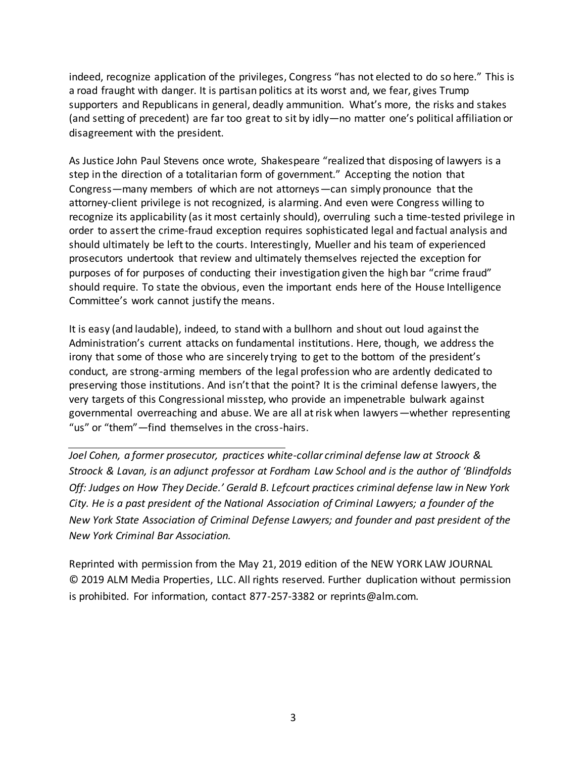indeed, recognize application of the privileges, Congress "has not elected to do so here." This is a road fraught with danger. It is partisan politics at its worst and, we fear, gives Trump supporters and Republicans in general, deadly ammunition. What's more, the risks and stakes (and setting of precedent) are far too great to sit by idly—no matter one's political affiliation or disagreement with the president.

As Justice John Paul Stevens once wrote, Shakespeare "realized that disposing of lawyers is a step in the direction of a totalitarian form of government." Accepting the notion that Congress—many members of which are not attorneys—can simply pronounce that the attorney-client privilege is not recognized, is alarming. And even were Congress willing to recognize its applicability (as it most certainly should), overruling such a time-tested privilege in order to assert the crime-fraud exception requires sophisticated legal and factual analysis and should ultimately be left to the courts. Interestingly, Mueller and his team of experienced prosecutors undertook that review and ultimately themselves rejected the exception for purposes of for purposes of conducting their investigation given the high bar "crime fraud" should require. To state the obvious, even the important ends here of the House Intelligence Committee's work cannot justify the means.

It is easy (and laudable), indeed, to stand with a bullhorn and shout out loud against the Administration's current attacks on fundamental institutions. Here, though, we address the irony that some of those who are sincerely trying to get to the bottom of the president's conduct, are strong-arming members of the legal profession who are ardently dedicated to preserving those institutions. And isn't that the point? It is the criminal defense lawyers, the very targets of this Congressional misstep, who provide an impenetrable bulwark against governmental overreaching and abuse. We are all at risk when lawyers—whether representing "us" or "them"—find themselves in the cross-hairs.

---

*Joel Cohen, a former prosecutor, practices white-collar criminal defense law at Stroock & Stroock & Lavan, is an adjunct professor at Fordham Law School and is the author of 'Blindfolds Off: Judges on How They Decide.' Gerald B. Lefcourt practices criminal defense law in New York City. He is a past president of the National Association of Criminal Lawyers; a founder of the New York State Association of Criminal Defense Lawyers; and founder and past president of the New York Criminal Bar Association.*

Reprinted with permission from the May 21, 2019 edition of the NEW YORK LAW JOURNAL © 2019 ALM Media Properties, LLC. All rights reserved. Further duplication without permission is prohibited. For information, contact 877-257-3382 or reprints@alm.com.